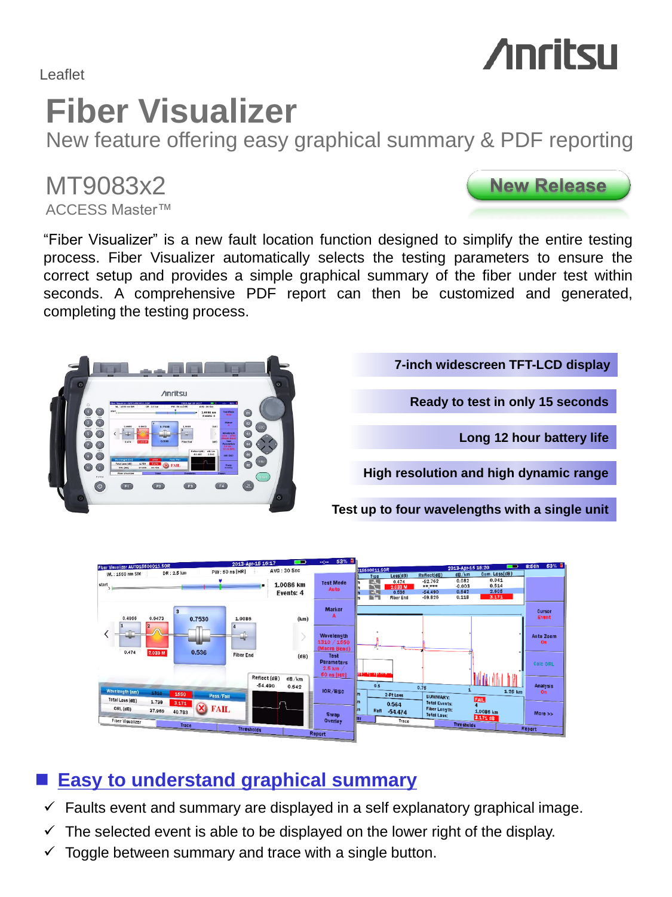Leaflet

Anritsu

# Fiber Visualizer

## New feature offering easy graphical summary & PDF reporting

MT9083x2

ACCESS Master™

New Release

“Fiber Visualizer” is a new fault location function designed to simplify the entire testing process. Fiber Visualizer automatically selects the testing parameters to ensure the correct setup and provides a simple graphical summary of the fiber under test within seconds. A comprehensive PDF report can then be customized and generated, completing the testing process.

- **7-inch widescreen TFT-LCD display**
- **Ready to test in only 15 seconds**
- **Long 12 hour battery life**
- **High resolution and high dynamic range**
- **Test up to four wavelengths with a single unit**

## Easy to understand graphical summary

- ✓ Faults event and summary are displayed in a self explanatory graphical image.
- ✓ The selected event is able to be displayed on the lower right of the display.
- ✓ Toggle between summary and trace with a single button.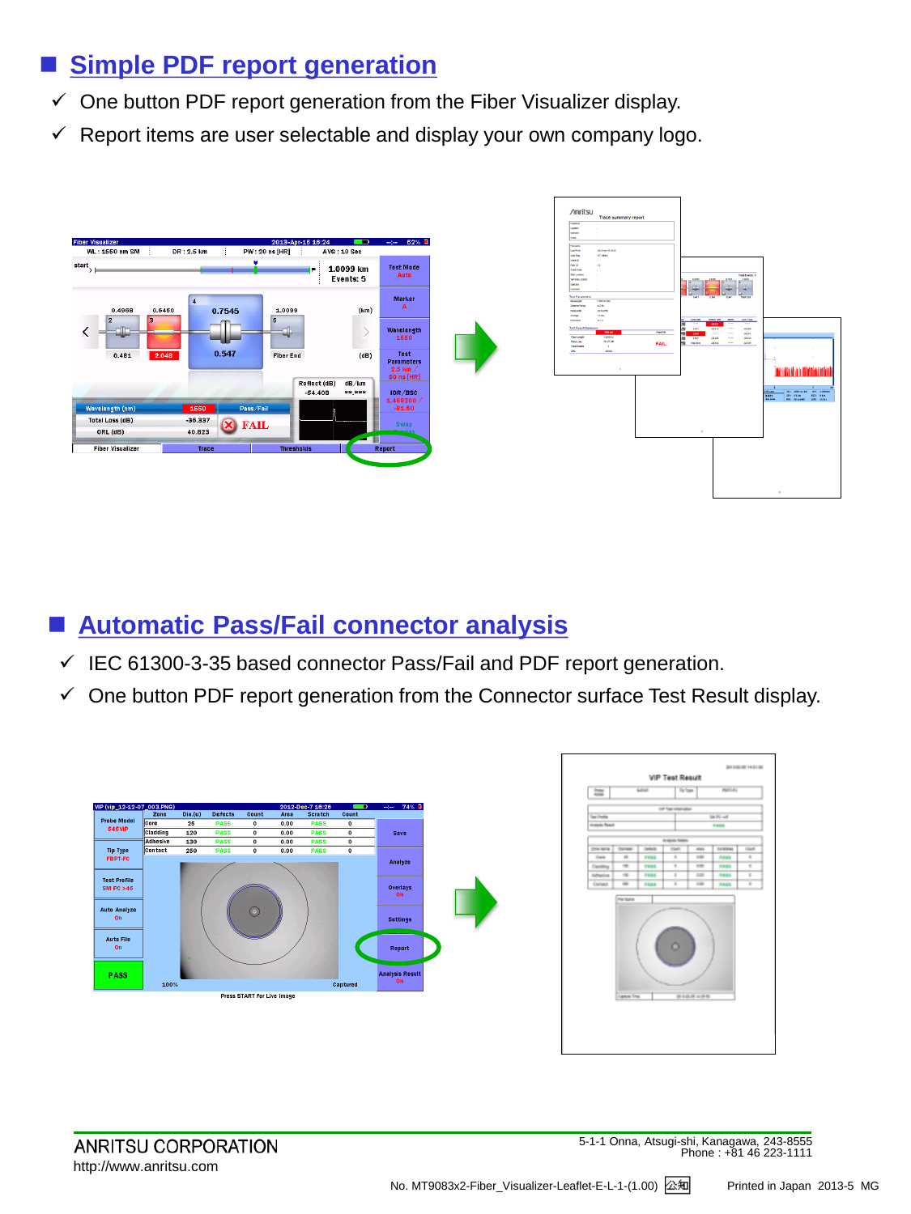## Simple PDF report generation

- ✓ One button PDF report generation from the Fiber Visualizer display.
- ✓ Report items are user selectable and display your own company logo.

## Automatic Pass/Fail connector analysis

- ✓ IEC 61300-3-35 based connector Pass/Fail and PDF report generation.
- ✓ One button PDF report generation from the Connector surface Test Result display.

ANRITSU CORPORATION
http://www.anritsu.com

5-1-1 Onna, Atsugi-shi, Kanagawa, 243-8555
Phone : +81 46 223-1111

No. MT9083x2-Fiber_Visualizer-Leaflet-E-L-1-(1.00) 公知 Printed in Japan 2013-5 MG